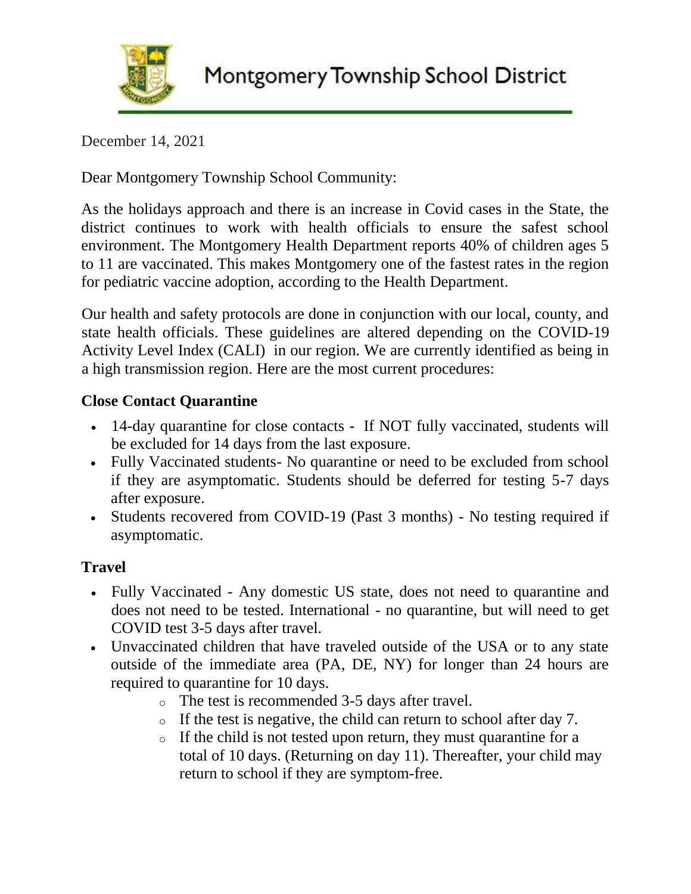# Montgomery Township School District

December 14, 2021

Dear Montgomery Township School Community:

As the holidays approach and there is an increase in Covid cases in the State, the district continues to work with health officials to ensure the safest school environment. The Montgomery Health Department reports 40% of children ages 5 to 11 are vaccinated. This makes Montgomery one of the fastest rates in the region for pediatric vaccine adoption, according to the Health Department.

Our health and safety protocols are done in conjunction with our local, county, and state health officials. These guidelines are altered depending on the COVID-19 Activity Level Index (CALI) in our region. We are currently identified as being in a high transmission region. Here are the most current procedures:

**Close Contact Quarantine**

- 14-day quarantine for close contacts - If NOT fully vaccinated, students will be excluded for 14 days from the last exposure.
- Fully Vaccinated students- No quarantine or need to be excluded from school if they are asymptomatic. Students should be deferred for testing 5-7 days after exposure.
- Students recovered from COVID-19 (Past 3 months) - No testing required if asymptomatic.

**Travel**

- Fully Vaccinated - Any domestic US state, does not need to quarantine and does not need to be tested. International - no quarantine, but will need to get COVID test 3-5 days after travel.
- Unvaccinated children that have traveled outside of the USA or to any state outside of the immediate area (PA, DE, NY) for longer than 24 hours are required to quarantine for 10 days.
  - The test is recommended 3-5 days after travel.
  - If the test is negative, the child can return to school after day 7.
  - If the child is not tested upon return, they must quarantine for a total of 10 days. (Returning on day 11). Thereafter, your child may return to school if they are symptom-free.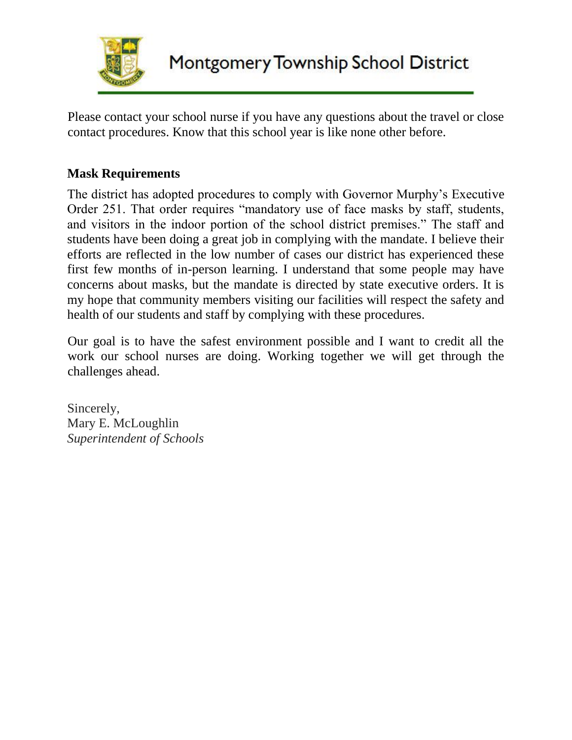Please contact your school nurse if you have any questions about the travel or close contact procedures. Know that this school year is like none other before.

**Mask Requirements**

The district has adopted procedures to comply with Governor Murphy's Executive Order 251. That order requires "mandatory use of face masks by staff, students, and visitors in the indoor portion of the school district premises." The staff and students have been doing a great job in complying with the mandate. I believe their efforts are reflected in the low number of cases our district has experienced these first few months of in-person learning. I understand that some people may have concerns about masks, but the mandate is directed by state executive orders. It is my hope that community members visiting our facilities will respect the safety and health of our students and staff by complying with these procedures.

Our goal is to have the safest environment possible and I want to credit all the work our school nurses are doing. Working together we will get through the challenges ahead.

Sincerely,
Mary E. McLoughlin
*Superintendent of Schools*